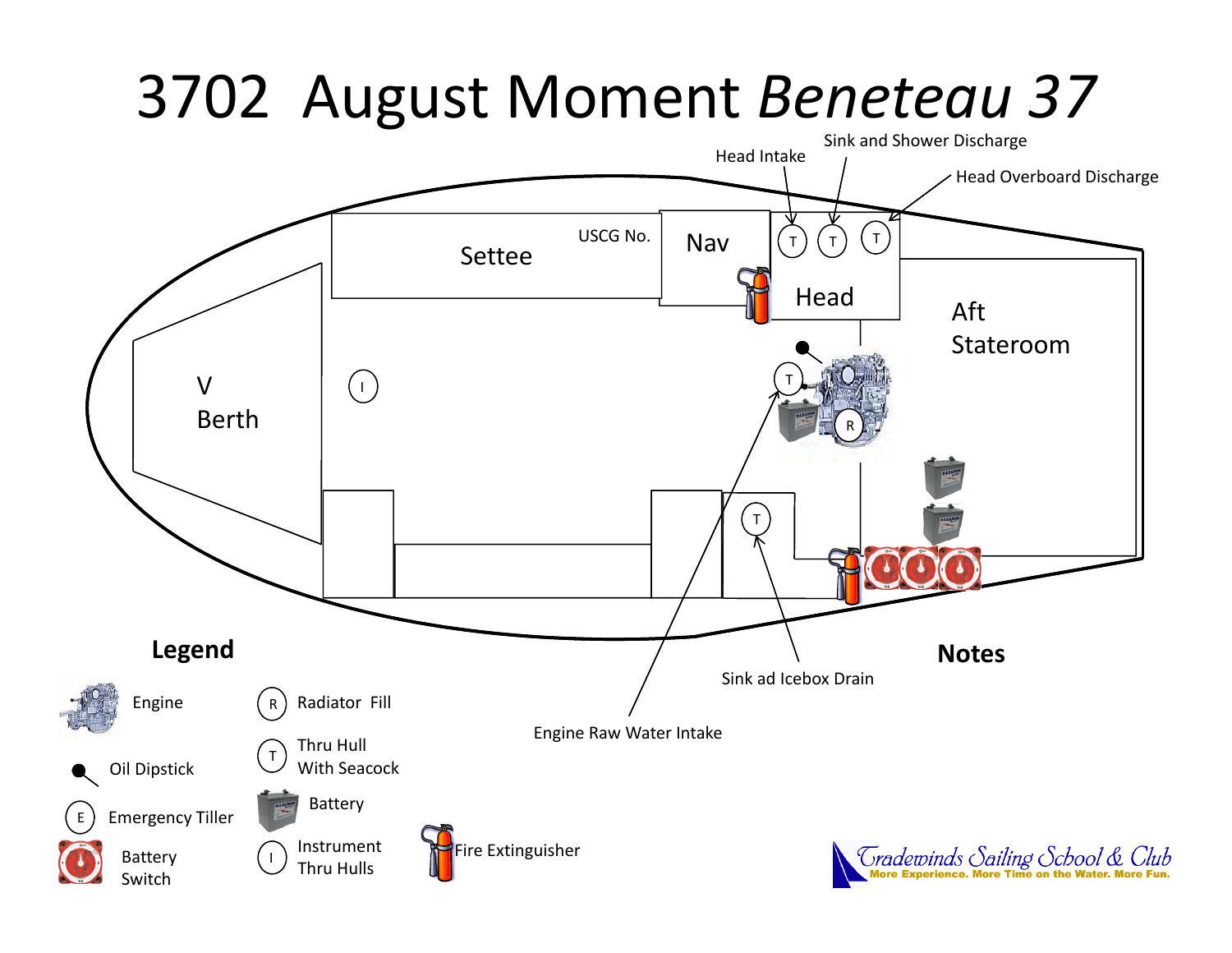# 3702 August Moment *Beneteau 37*

Head Intake

Sink and Shower Discharge

Head Overboard Discharge

Settee

USCG No.

Nav

Head

Aft Stateroom

V Berth

Sink ad Icebox Drain

Engine Raw Water Intake

## Legend

- Engine
- Oil Dipstick
- E — Emergency Tiller
- Battery Switch
- R — Radiator Fill
- T — Thru Hull With Seacock
- Battery
- I — Instrument Thru Hulls
- Fire Extinguisher

## Notes

Tradewinds Sailing School & Club
More Experience. More Time on the Water. More Fun.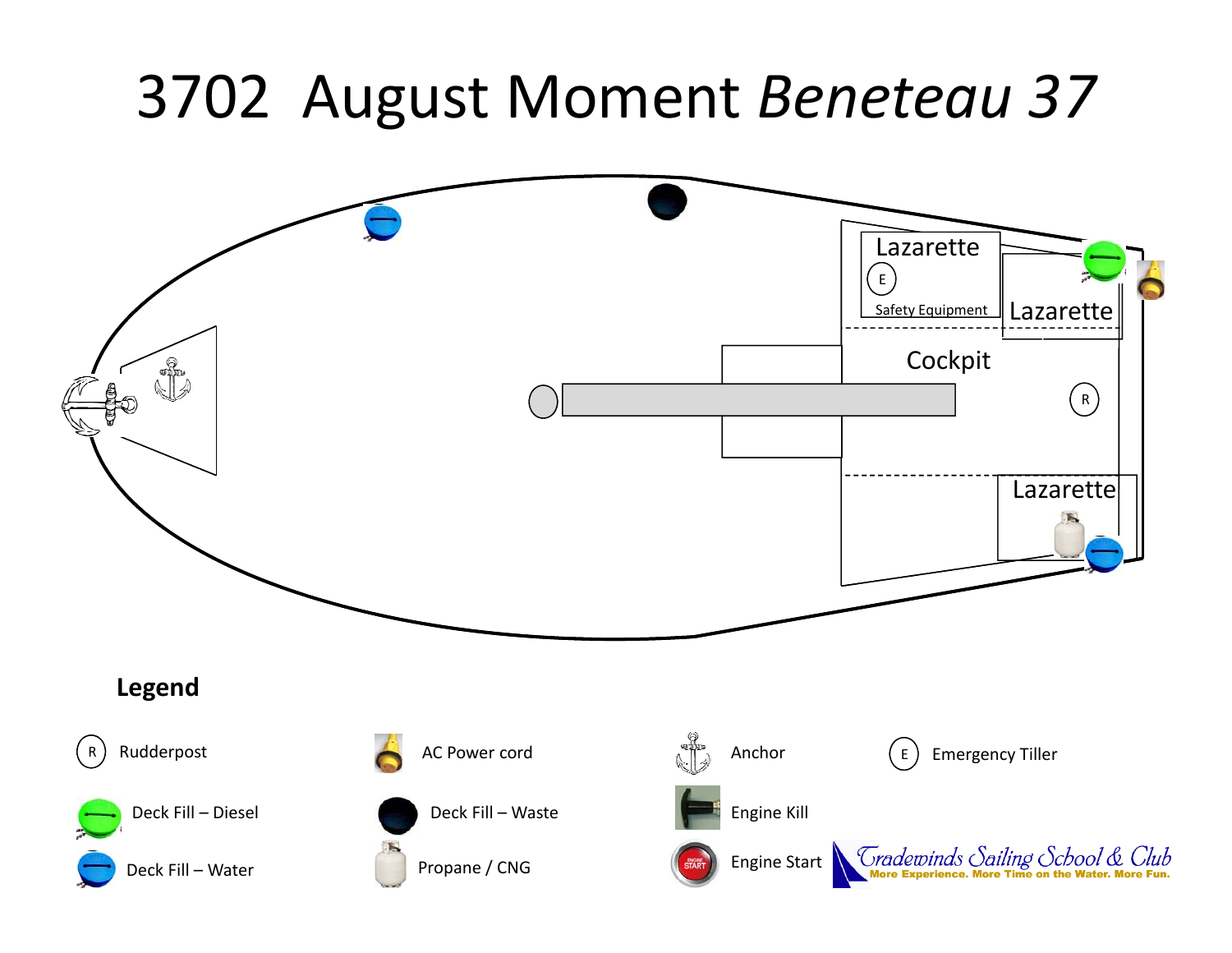# 3702 August Moment *Beneteau 37*

Lazarette

E

Safety Equipment

Lazarette

Cockpit

R

Lazarette

## Legend

- R — Rudderpost
- Deck Fill – Diesel
- Deck Fill – Water
- AC Power cord
- Deck Fill – Waste
- Propane / CNG
- Anchor
- Engine Kill
- Engine Start
- E — Emergency Tiller

Tradewinds Sailing School & Club
More Experience. More Time on the Water. More Fun.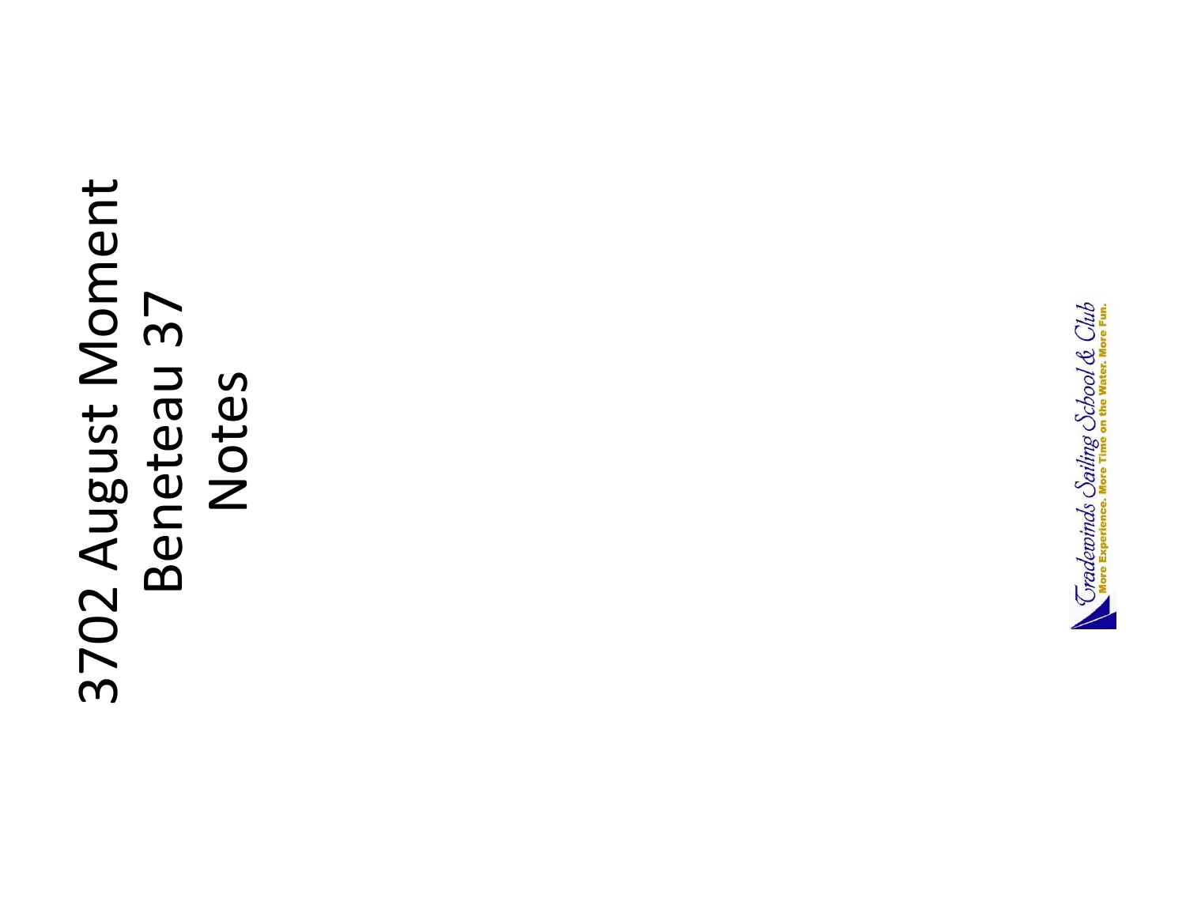# 3702 August Moment
# Beneteau 37
# Notes

Tradewinds Sailing School & Club
More Experience. More Time on the Water. More Fun.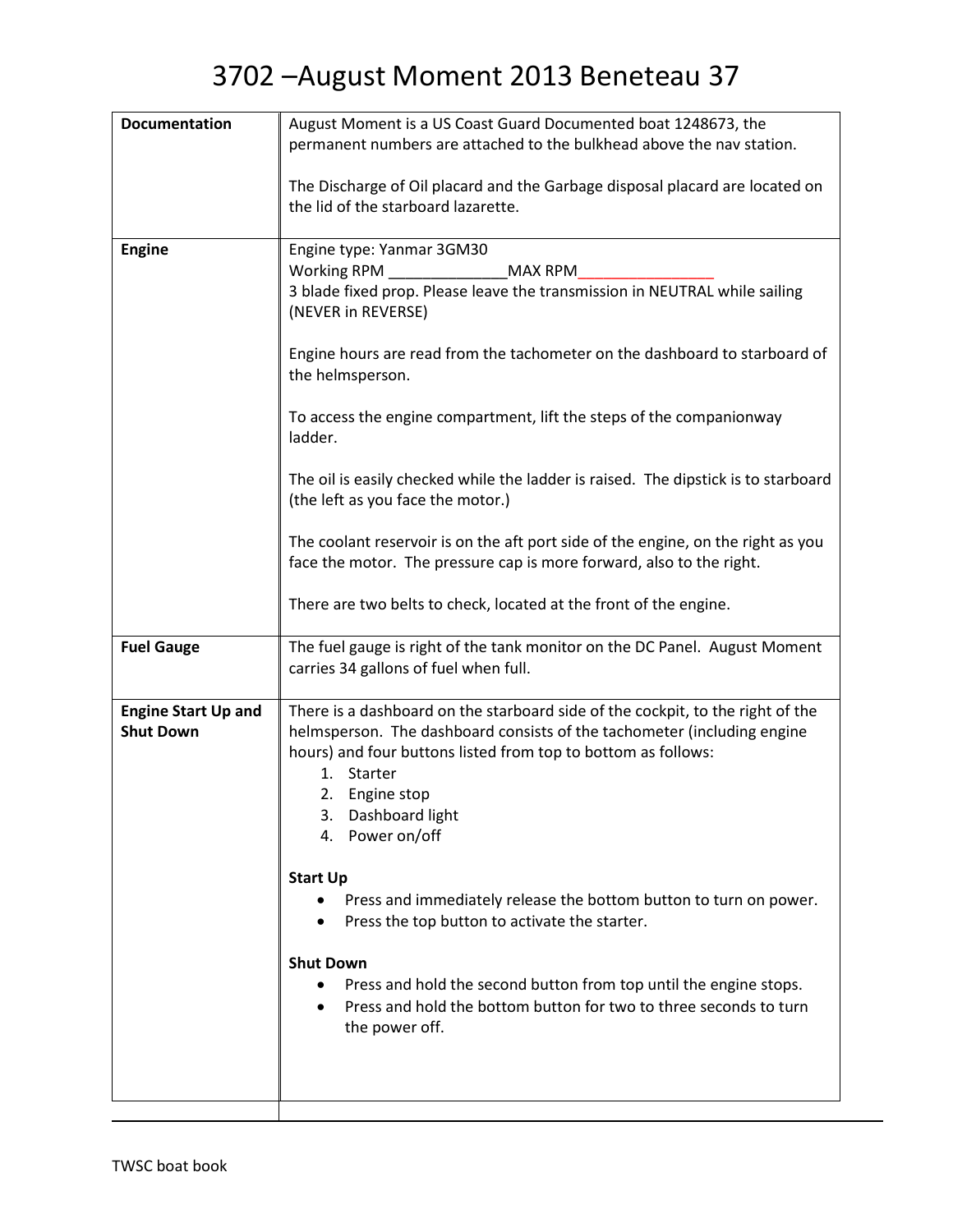# 3702 –August Moment 2013 Beneteau 37

| | |
|---|---|
| **Documentation** | August Moment is a US Coast Guard Documented boat 1248673, the permanent numbers are attached to the bulkhead above the nav station.<br><br>The Discharge of Oil placard and the Garbage disposal placard are located on the lid of the starboard lazarette. |
| **Engine** | Engine type: Yanmar 3GM30<br>Working RPM ______________MAX RPM________________<br>3 blade fixed prop. Please leave the transmission in NEUTRAL while sailing (NEVER in REVERSE)<br><br>Engine hours are read from the tachometer on the dashboard to starboard of the helmsperson.<br><br>To access the engine compartment, lift the steps of the companionway ladder.<br><br>The oil is easily checked while the ladder is raised. The dipstick is to starboard (the left as you face the motor.)<br><br>The coolant reservoir is on the aft port side of the engine, on the right as you face the motor. The pressure cap is more forward, also to the right.<br><br>There are two belts to check, located at the front of the engine. |
| **Fuel Gauge** | The fuel gauge is right of the tank monitor on the DC Panel. August Moment carries 34 gallons of fuel when full. |
| **Engine Start Up and Shut Down** | There is a dashboard on the starboard side of the cockpit, to the right of the helmsperson. The dashboard consists of the tachometer (including engine hours) and four buttons listed from top to bottom as follows:<br>1. Starter<br>2. Engine stop<br>3. Dashboard light<br>4. Power on/off<br><br>**Start Up**<br>• Press and immediately release the bottom button to turn on power.<br>• Press the top button to activate the starter.<br><br>**Shut Down**<br>• Press and hold the second button from top until the engine stops.<br>• Press and hold the bottom button for two to three seconds to turn the power off. |

TWSC boat book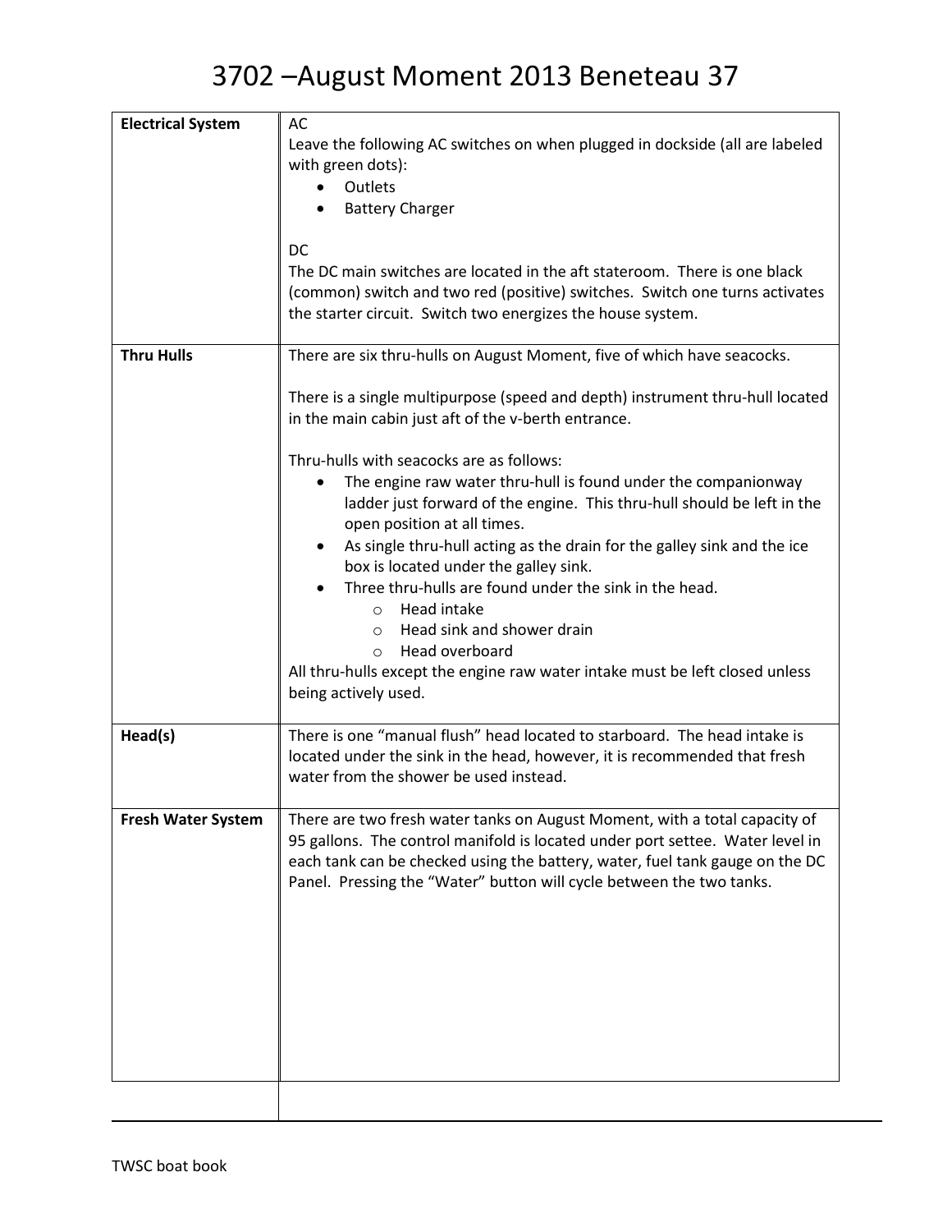# 3702 –August Moment 2013 Beneteau 37

| | |
|---|---|
| **Electrical System** | AC<br>Leave the following AC switches on when plugged in dockside (all are labeled with green dots):<br>• Outlets<br>• Battery Charger<br><br>DC<br>The DC main switches are located in the aft stateroom. There is one black (common) switch and two red (positive) switches. Switch one turns activates the starter circuit. Switch two energizes the house system. |
| **Thru Hulls** | There are six thru-hulls on August Moment, five of which have seacocks.<br><br>There is a single multipurpose (speed and depth) instrument thru-hull located in the main cabin just aft of the v-berth entrance.<br><br>Thru-hulls with seacocks are as follows:<br>• The engine raw water thru-hull is found under the companionway ladder just forward of the engine. This thru-hull should be left in the open position at all times.<br>• As single thru-hull acting as the drain for the galley sink and the ice box is located under the galley sink.<br>• Three thru-hulls are found under the sink in the head.<br>&nbsp;&nbsp;&nbsp;&nbsp;o Head intake<br>&nbsp;&nbsp;&nbsp;&nbsp;o Head sink and shower drain<br>&nbsp;&nbsp;&nbsp;&nbsp;o Head overboard<br>All thru-hulls except the engine raw water intake must be left closed unless being actively used. |
| **Head(s)** | There is one "manual flush" head located to starboard. The head intake is located under the sink in the head, however, it is recommended that fresh water from the shower be used instead. |
| **Fresh Water System** | There are two fresh water tanks on August Moment, with a total capacity of 95 gallons. The control manifold is located under port settee. Water level in each tank can be checked using the battery, water, fuel tank gauge on the DC Panel. Pressing the "Water" button will cycle between the two tanks. |
| | |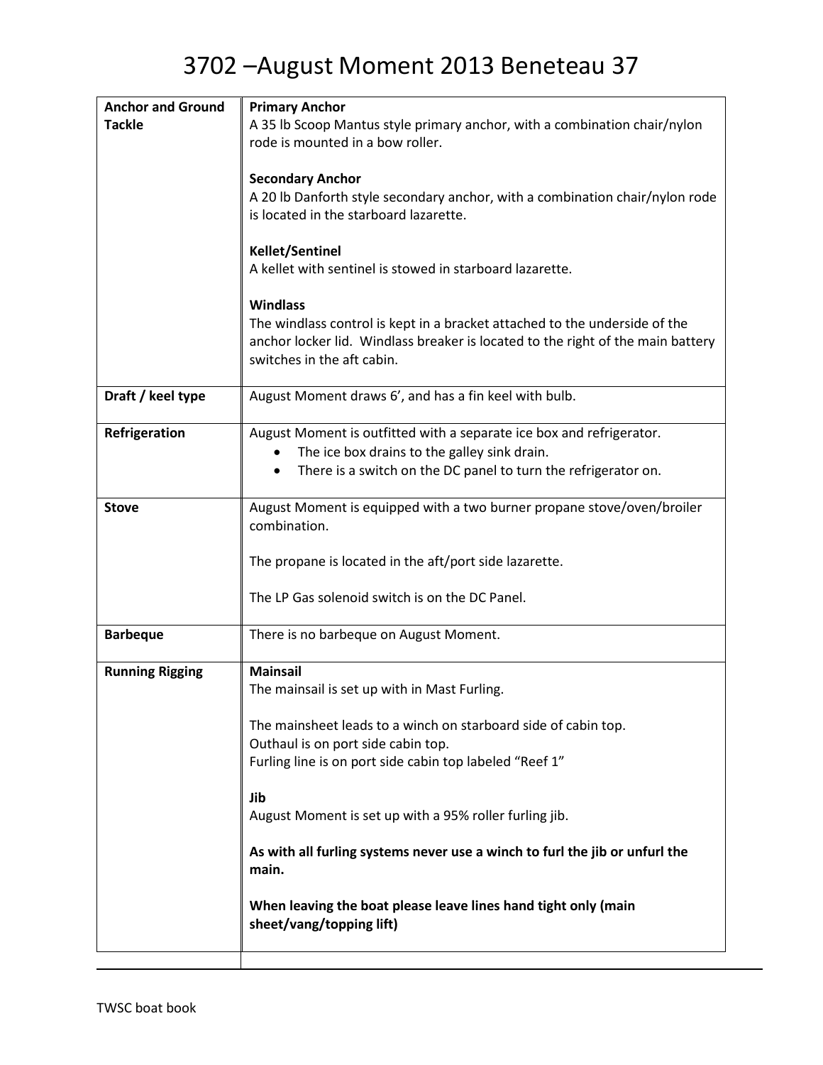# 3702 –August Moment 2013 Beneteau 37

| | |
|---|---|
| **Anchor and Ground Tackle** | **Primary Anchor**<br>A 35 lb Scoop Mantus style primary anchor, with a combination chair/nylon rode is mounted in a bow roller.<br><br>**Secondary Anchor**<br>A 20 lb Danforth style secondary anchor, with a combination chair/nylon rode is located in the starboard lazarette.<br><br>**Kellet/Sentinel**<br>A kellet with sentinel is stowed in starboard lazarette.<br><br>**Windlass**<br>The windlass control is kept in a bracket attached to the underside of the anchor locker lid. Windlass breaker is located to the right of the main battery switches in the aft cabin. |
| **Draft / keel type** | August Moment draws 6', and has a fin keel with bulb. |
| **Refrigeration** | August Moment is outfitted with a separate ice box and refrigerator.<br>• The ice box drains to the galley sink drain.<br>• There is a switch on the DC panel to turn the refrigerator on. |
| **Stove** | August Moment is equipped with a two burner propane stove/oven/broiler combination.<br><br>The propane is located in the aft/port side lazarette.<br><br>The LP Gas solenoid switch is on the DC Panel. |
| **Barbeque** | There is no barbeque on August Moment. |
| **Running Rigging** | **Mainsail**<br>The mainsail is set up with in Mast Furling.<br><br>The mainsheet leads to a winch on starboard side of cabin top.<br>Outhaul is on port side cabin top.<br>Furling line is on port side cabin top labeled "Reef 1"<br><br>**Jib**<br>August Moment is set up with a 95% roller furling jib.<br><br>**As with all furling systems never use a winch to furl the jib or unfurl the main.**<br><br>**When leaving the boat please leave lines hand tight only (main sheet/vang/topping lift)** |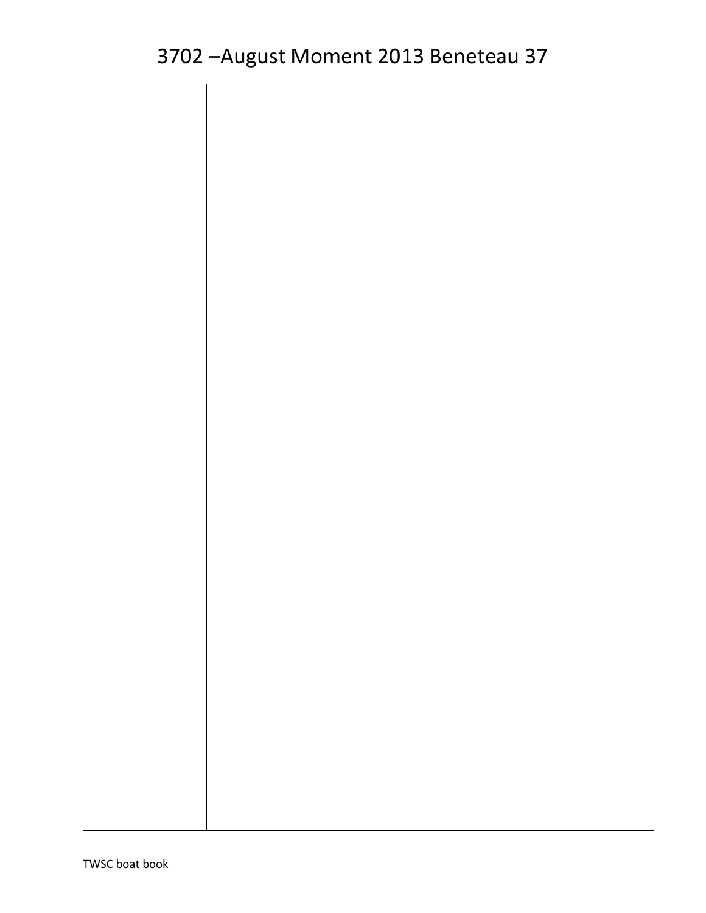# 3702 –August Moment 2013 Beneteau 37